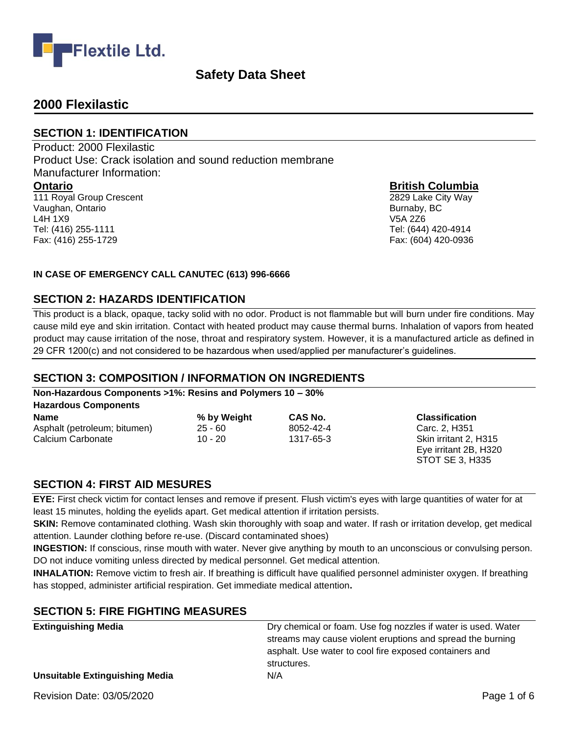Flextile Ltd.

# Safety Data Sheet

## 2000 Flexilastic

### SECTION 1: IDENTIFICATION

Product: 2000 Flexilastic
Product Use: Crack isolation and sound reduction membrane
Manufacturer Information:

**Ontario**
111 Royal Group Crescent
Vaughan, Ontario
L4H 1X9
Tel: (416) 255-1111
Fax: (416) 255-1729

**British Columbia**
2829 Lake City Way
Burnaby, BC
V5A 2Z6
Tel: (644) 420-4914
Fax: (604) 420-0936

**IN CASE OF EMERGENCY CALL CANUTEC (613) 996-6666**

### SECTION 2: HAZARDS IDENTIFICATION

This product is a black, opaque, tacky solid with no odor. Product is not flammable but will burn under fire conditions. May cause mild eye and skin irritation. Contact with heated product may cause thermal burns. Inhalation of vapors from heated product may cause irritation of the nose, throat and respiratory system. However, it is a manufactured article as defined in 29 CFR 1200(c) and not considered to be hazardous when used/applied per manufacturer's guidelines.

### SECTION 3: COMPOSITION / INFORMATION ON INGREDIENTS

**Non-Hazardous Components >1%: Resins and Polymers 10 – 30%**

**Hazardous Components**

| Name | % by Weight | CAS No. | Classification |
|---|---|---|---|
| Asphalt (petroleum; bitumen) | 25 - 60 | 8052-42-4 | Carc. 2, H351 |
| Calcium Carbonate | 10 - 20 | 1317-65-3 | Skin irritant 2, H315<br>Eye irritant 2B, H320<br>STOT SE 3, H335 |

### SECTION 4: FIRST AID MESURES

**EYE:** First check victim for contact lenses and remove if present. Flush victim's eyes with large quantities of water for at least 15 minutes, holding the eyelids apart. Get medical attention if irritation persists.

**SKIN:** Remove contaminated clothing. Wash skin thoroughly with soap and water. If rash or irritation develop, get medical attention. Launder clothing before re-use. (Discard contaminated shoes)

**INGESTION:** If conscious, rinse mouth with water. Never give anything by mouth to an unconscious or convulsing person. DO not induce vomiting unless directed by medical personnel. Get medical attention.

**INHALATION:** Remove victim to fresh air. If breathing is difficult have qualified personnel administer oxygen. If breathing has stopped, administer artificial respiration. Get immediate medical attention**.**

### SECTION 5: FIRE FIGHTING MEASURES

| | |
|---|---|
| **Extinguishing Media** | Dry chemical or foam. Use fog nozzles if water is used. Water streams may cause violent eruptions and spread the burning asphalt. Use water to cool fire exposed containers and structures. |
| **Unsuitable Extinguishing Media** | N/A |

Revision Date: 03/05/2020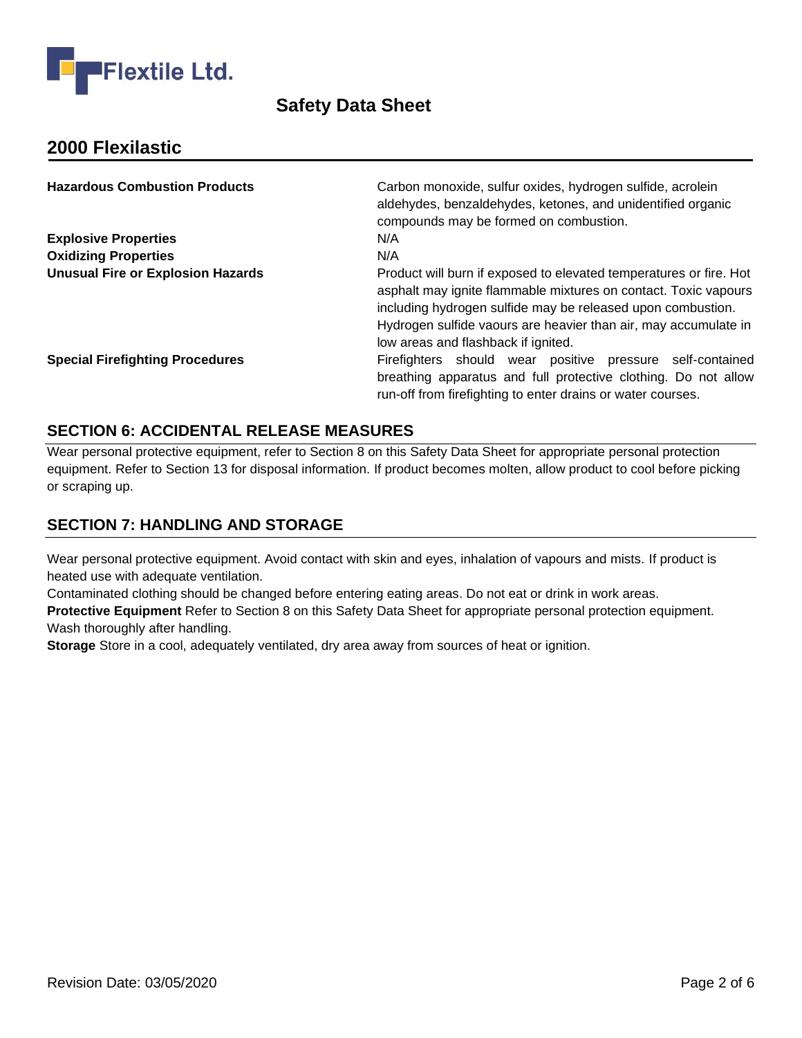| | |
|---|---|
| **Hazardous Combustion Products** | Carbon monoxide, sulfur oxides, hydrogen sulfide, acrolein aldehydes, benzaldehydes, ketones, and unidentified organic compounds may be formed on combustion. |
| **Explosive Properties** | N/A |
| **Oxidizing Properties** | N/A |
| **Unusual Fire or Explosion Hazards** | Product will burn if exposed to elevated temperatures or fire. Hot asphalt may ignite flammable mixtures on contact. Toxic vapours including hydrogen sulfide may be released upon combustion. Hydrogen sulfide vaours are heavier than air, may accumulate in low areas and flashback if ignited. |
| **Special Firefighting Procedures** | Firefighters should wear positive pressure self-contained breathing apparatus and full protective clothing. Do not allow run-off from firefighting to enter drains or water courses. |

## SECTION 6: ACCIDENTAL RELEASE MEASURES

Wear personal protective equipment, refer to Section 8 on this Safety Data Sheet for appropriate personal protection equipment. Refer to Section 13 for disposal information. If product becomes molten, allow product to cool before picking or scraping up.

## SECTION 7: HANDLING AND STORAGE

Wear personal protective equipment. Avoid contact with skin and eyes, inhalation of vapours and mists. If product is heated use with adequate ventilation.

Contaminated clothing should be changed before entering eating areas. Do not eat or drink in work areas.

**Protective Equipment** Refer to Section 8 on this Safety Data Sheet for appropriate personal protection equipment. Wash thoroughly after handling.

**Storage** Store in a cool, adequately ventilated, dry area away from sources of heat or ignition.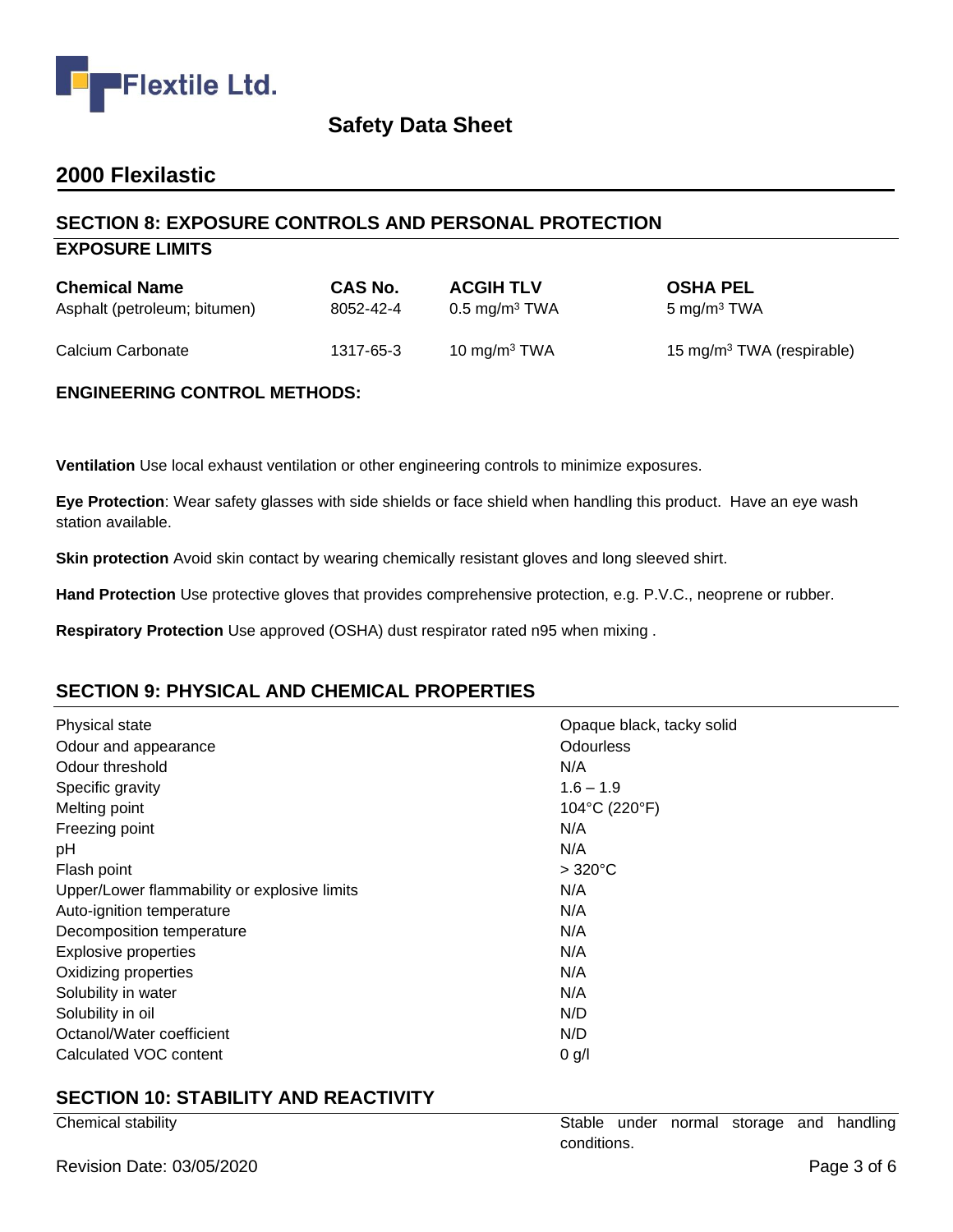## SECTION 8: EXPOSURE CONTROLS AND PERSONAL PROTECTION

### EXPOSURE LIMITS

| Chemical Name | CAS No. | ACGIH TLV | OSHA PEL |
|---|---|---|---|
| Asphalt (petroleum; bitumen) | 8052-42-4 | 0.5 $mg/m^3$ TWA | 5 $mg/m^3$ TWA |
| Calcium Carbonate | 1317-65-3 | 10 $mg/m^3$ TWA | 15 $mg/m^3$ TWA (respirable) |

### ENGINEERING CONTROL METHODS:

**Ventilation** Use local exhaust ventilation or other engineering controls to minimize exposures.

**Eye Protection**: Wear safety glasses with side shields or face shield when handling this product. Have an eye wash station available.

**Skin protection** Avoid skin contact by wearing chemically resistant gloves and long sleeved shirt.

**Hand Protection** Use protective gloves that provides comprehensive protection, e.g. P.V.C., neoprene or rubber.

**Respiratory Protection** Use approved (OSHA) dust respirator rated n95 when mixing .

## SECTION 9: PHYSICAL AND CHEMICAL PROPERTIES

| | |
|---|---|
| Physical state | Opaque black, tacky solid |
| Odour and appearance | Odourless |
| Odour threshold | N/A |
| Specific gravity | 1.6 – 1.9 |
| Melting point | 104°C (220°F) |
| Freezing point | N/A |
| pH | N/A |
| Flash point | > 320°C |
| Upper/Lower flammability or explosive limits | N/A |
| Auto-ignition temperature | N/A |
| Decomposition temperature | N/A |
| Explosive properties | N/A |
| Oxidizing properties | N/A |
| Solubility in water | N/A |
| Solubility in oil | N/D |
| Octanol/Water coefficient | N/D |
| Calculated VOC content | 0 g/l |

## SECTION 10: STABILITY AND REACTIVITY

| | |
|---|---|
| Chemical stability | Stable under normal storage and handling conditions. |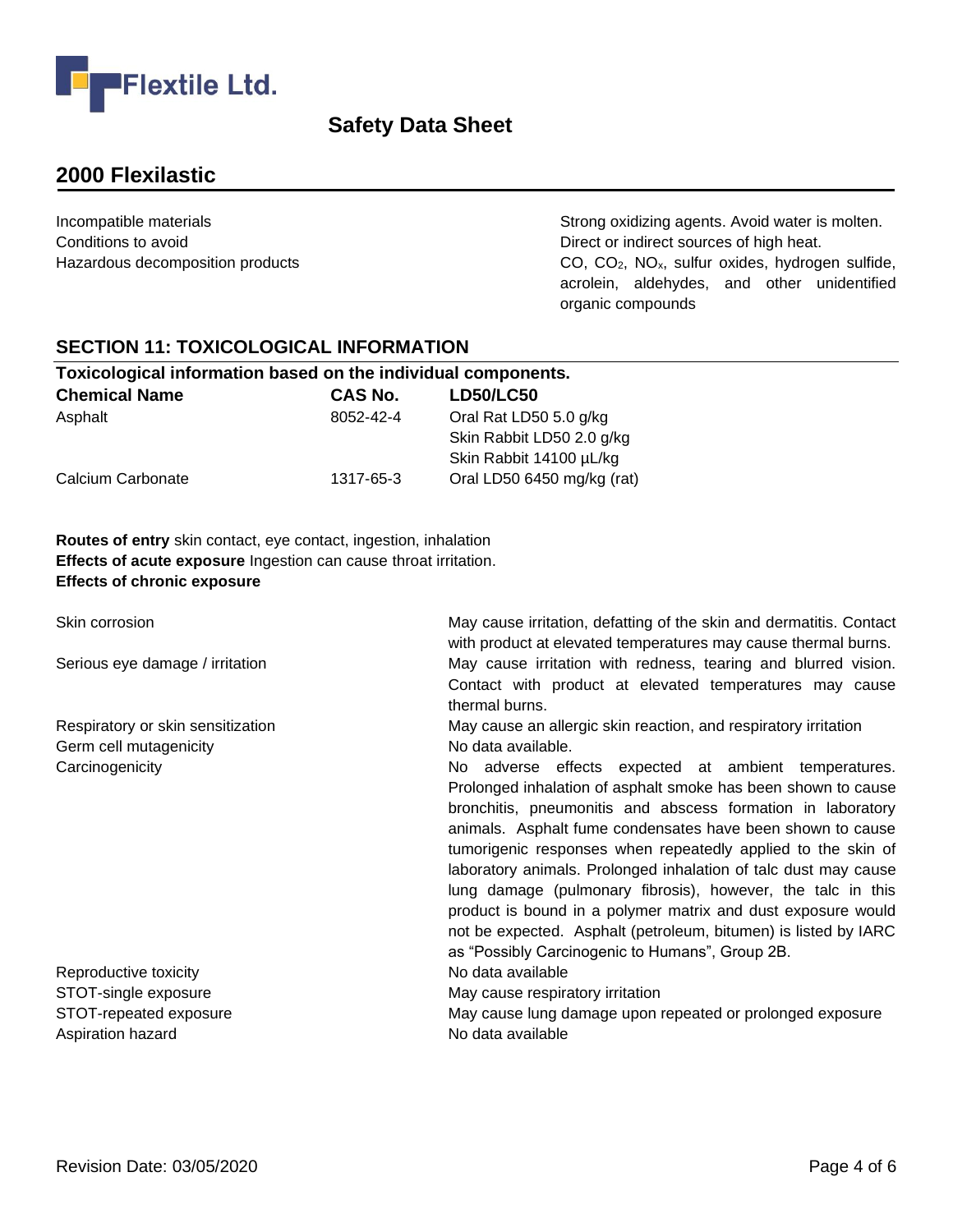## 2000 Flexilastic

| | |
|---|---|
| Incompatible materials | Strong oxidizing agents. Avoid water is molten. |
| Conditions to avoid | Direct or indirect sources of high heat. |
| Hazardous decomposition products | CO, $CO_2$, $NO_x$, sulfur oxides, hydrogen sulfide, acrolein, aldehydes, and other unidentified organic compounds |

## SECTION 11: TOXICOLOGICAL INFORMATION

**Toxicological information based on the individual components.**

| Chemical Name | CAS No. | LD50/LC50 |
|---|---|---|
| Asphalt | 8052-42-4 | Oral Rat LD50 5.0 g/kg<br>Skin Rabbit LD50 2.0 g/kg<br>Skin Rabbit 14100 µL/kg |
| Calcium Carbonate | 1317-65-3 | Oral LD50 6450 mg/kg (rat) |

**Routes of entry** skin contact, eye contact, ingestion, inhalation
**Effects of acute exposure** Ingestion can cause throat irritation.
**Effects of chronic exposure**

| | |
|---|---|
| Skin corrosion | May cause irritation, defatting of the skin and dermatitis. Contact with product at elevated temperatures may cause thermal burns. |
| Serious eye damage / irritation | May cause irritation with redness, tearing and blurred vision. Contact with product at elevated temperatures may cause thermal burns. |
| Respiratory or skin sensitization | May cause an allergic skin reaction, and respiratory irritation |
| Germ cell mutagenicity | No data available. |
| Carcinogenicity | No adverse effects expected at ambient temperatures. Prolonged inhalation of asphalt smoke has been shown to cause bronchitis, pneumonitis and abscess formation in laboratory animals. Asphalt fume condensates have been shown to cause tumorigenic responses when repeatedly applied to the skin of laboratory animals. Prolonged inhalation of talc dust may cause lung damage (pulmonary fibrosis), however, the talc in this product is bound in a polymer matrix and dust exposure would not be expected. Asphalt (petroleum, bitumen) is listed by IARC as “Possibly Carcinogenic to Humans”, Group 2B. |
| Reproductive toxicity | No data available |
| STOT-single exposure | May cause respiratory irritation |
| STOT-repeated exposure | May cause lung damage upon repeated or prolonged exposure |
| Aspiration hazard | No data available |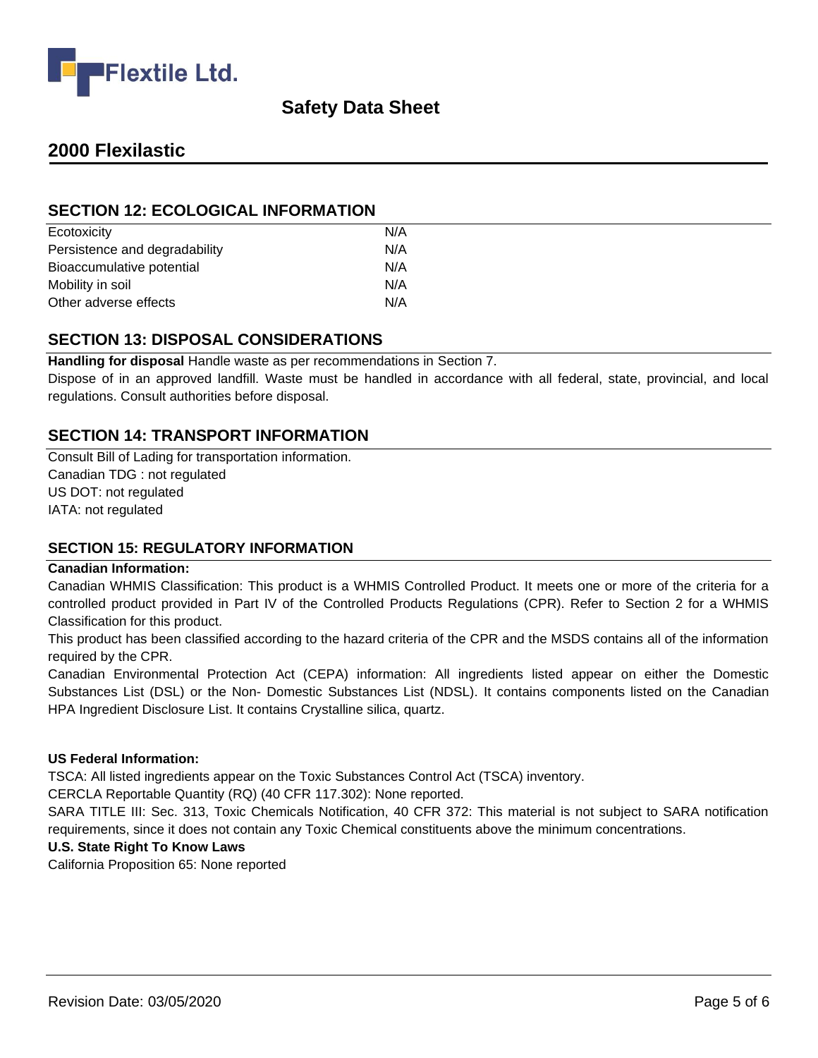## SECTION 12: ECOLOGICAL INFORMATION

| | |
|---|---|
| Ecotoxicity | N/A |
| Persistence and degradability | N/A |
| Bioaccumulative potential | N/A |
| Mobility in soil | N/A |
| Other adverse effects | N/A |

## SECTION 13: DISPOSAL CONSIDERATIONS

**Handling for disposal** Handle waste as per recommendations in Section 7.

Dispose of in an approved landfill. Waste must be handled in accordance with all federal, state, provincial, and local regulations. Consult authorities before disposal.

## SECTION 14: TRANSPORT INFORMATION

Consult Bill of Lading for transportation information.
Canadian TDG : not regulated
US DOT: not regulated
IATA: not regulated

## SECTION 15: REGULATORY INFORMATION

**Canadian Information:**

Canadian WHMIS Classification: This product is a WHMIS Controlled Product. It meets one or more of the criteria for a controlled product provided in Part IV of the Controlled Products Regulations (CPR). Refer to Section 2 for a WHMIS Classification for this product.

This product has been classified according to the hazard criteria of the CPR and the MSDS contains all of the information required by the CPR.

Canadian Environmental Protection Act (CEPA) information: All ingredients listed appear on either the Domestic Substances List (DSL) or the Non- Domestic Substances List (NDSL). It contains components listed on the Canadian HPA Ingredient Disclosure List. It contains Crystalline silica, quartz.

**US Federal Information:**

TSCA: All listed ingredients appear on the Toxic Substances Control Act (TSCA) inventory.

CERCLA Reportable Quantity (RQ) (40 CFR 117.302): None reported.

SARA TITLE III: Sec. 313, Toxic Chemicals Notification, 40 CFR 372: This material is not subject to SARA notification requirements, since it does not contain any Toxic Chemical constituents above the minimum concentrations.

**U.S. State Right To Know Laws**

California Proposition 65: None reported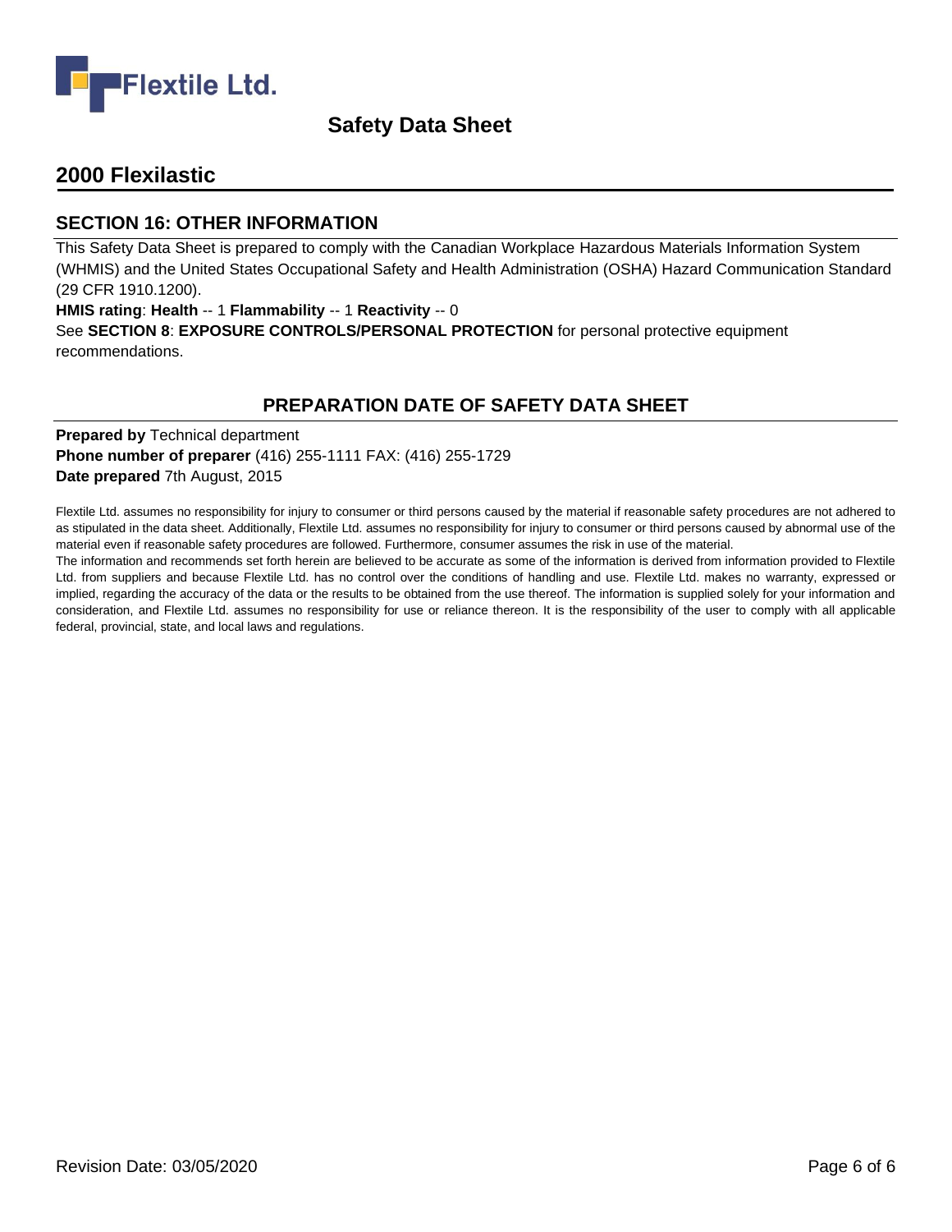# Safety Data Sheet

## 2000 Flexilastic

### SECTION 16: OTHER INFORMATION

This Safety Data Sheet is prepared to comply with the Canadian Workplace Hazardous Materials Information System (WHMIS) and the United States Occupational Safety and Health Administration (OSHA) Hazard Communication Standard (29 CFR 1910.1200).

**HMIS rating**: **Health** -- 1 **Flammability** -- 1 **Reactivity** -- 0

See **SECTION 8**: **EXPOSURE CONTROLS/PERSONAL PROTECTION** for personal protective equipment recommendations.

### PREPARATION DATE OF SAFETY DATA SHEET

**Prepared by** Technical department
**Phone number of preparer** (416) 255-1111 FAX: (416) 255-1729
**Date prepared** 7th August, 2015

Flextile Ltd. assumes no responsibility for injury to consumer or third persons caused by the material if reasonable safety procedures are not adhered to as stipulated in the data sheet. Additionally, Flextile Ltd. assumes no responsibility for injury to consumer or third persons caused by abnormal use of the material even if reasonable safety procedures are followed. Furthermore, consumer assumes the risk in use of the material.

The information and recommends set forth herein are believed to be accurate as some of the information is derived from information provided to Flextile Ltd. from suppliers and because Flextile Ltd. has no control over the conditions of handling and use. Flextile Ltd. makes no warranty, expressed or implied, regarding the accuracy of the data or the results to be obtained from the use thereof. The information is supplied solely for your information and consideration, and Flextile Ltd. assumes no responsibility for use or reliance thereon. It is the responsibility of the user to comply with all applicable federal, provincial, state, and local laws and regulations.

Revision Date: 03/05/2020